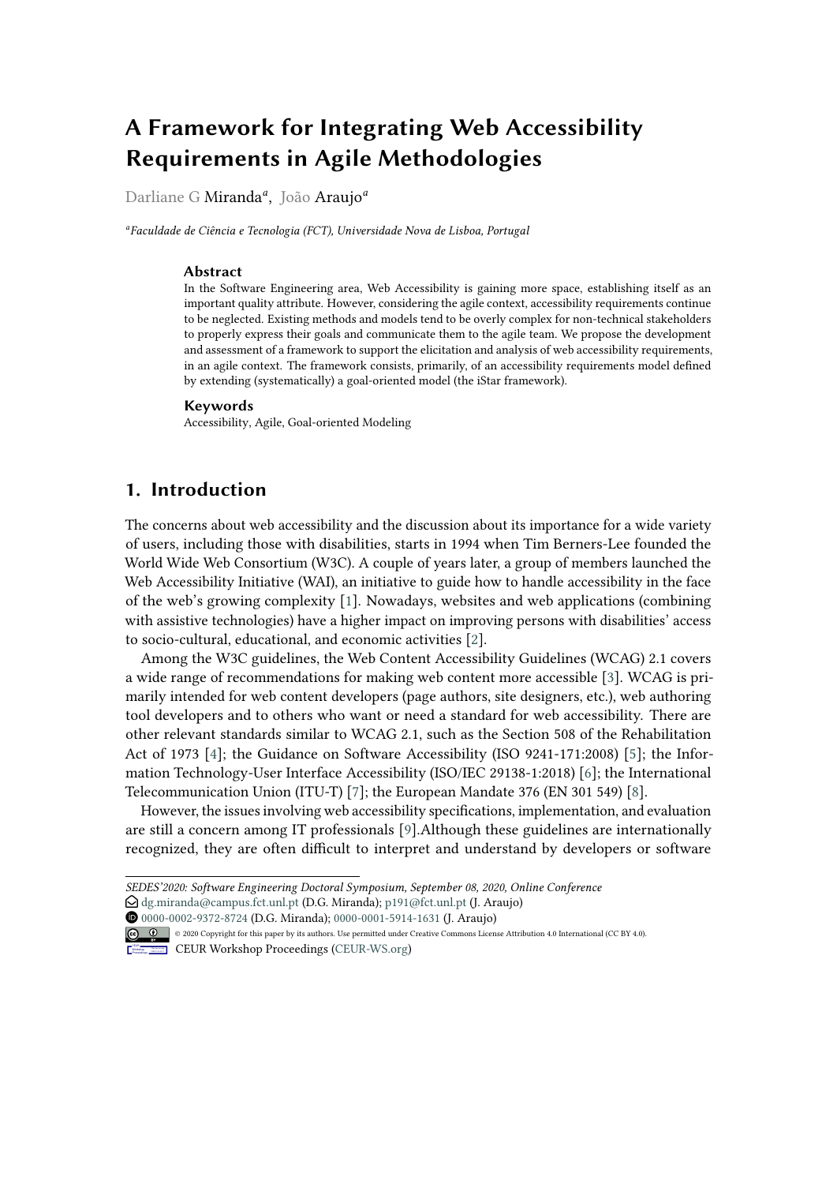# A Framework for Integrating Web Accessibility Requirements in Agile Methodologies

Darliane G Miranda[a], João Araujo[a]

[a]*Faculdade de Ciência e Tecnologia (FCT), Universidade Nova de Lisboa, Portugal*

### Abstract

In the Software Engineering area, Web Accessibility is gaining more space, establishing itself as an important quality attribute. However, considering the agile context, accessibility requirements continue to be neglected. Existing methods and models tend to be overly complex for non-technical stakeholders to properly express their goals and communicate them to the agile team. We propose the development and assessment of a framework to support the elicitation and analysis of web accessibility requirements, in an agile context. The framework consists, primarily, of an accessibility requirements model defined by extending (systematically) a goal-oriented model (the iStar framework).

### Keywords

Accessibility, Agile, Goal-oriented Modeling

## 1. Introduction

The concerns about web accessibility and the discussion about its importance for a wide variety of users, including those with disabilities, starts in 1994 when Tim Berners-Lee founded the World Wide Web Consortium (W3C). A couple of years later, a group of members launched the Web Accessibility Initiative (WAI), an initiative to guide how to handle accessibility in the face of the web's growing complexity [1]. Nowadays, websites and web applications (combining with assistive technologies) have a higher impact on improving persons with disabilities' access to socio-cultural, educational, and economic activities [2].

Among the W3C guidelines, the Web Content Accessibility Guidelines (WCAG) 2.1 covers a wide range of recommendations for making web content more accessible [3]. WCAG is primarily intended for web content developers (page authors, site designers, etc.), web authoring tool developers and to others who want or need a standard for web accessibility. There are other relevant standards similar to WCAG 2.1, such as the Section 508 of the Rehabilitation Act of 1973 [4]; the Guidance on Software Accessibility (ISO 9241-171:2008) [5]; the Information Technology-User Interface Accessibility (ISO/IEC 29138-1:2018) [6]; the International Telecommunication Union (ITU-T) [7]; the European Mandate 376 (EN 301 549) [8].

However, the issues involving web accessibility specifications, implementation, and evaluation are still a concern among IT professionals [9].Although these guidelines are internationally recognized, they are often difficult to interpret and understand by developers or software

---

*SEDES'2020: Software Engineering Doctoral Symposium, September 08, 2020, Online Conference*
dg.miranda@campus.fct.unl.pt (D.G. Miranda); p191@fct.unl.pt (J. Araujo)
0000-0002-9372-8724 (D.G. Miranda); 0000-0001-5914-1631 (J. Araujo)
© 2020 Copyright for this paper by its authors. Use permitted under Creative Commons License Attribution 4.0 International (CC BY 4.0).
CEUR Workshop Proceedings (CEUR-WS.org)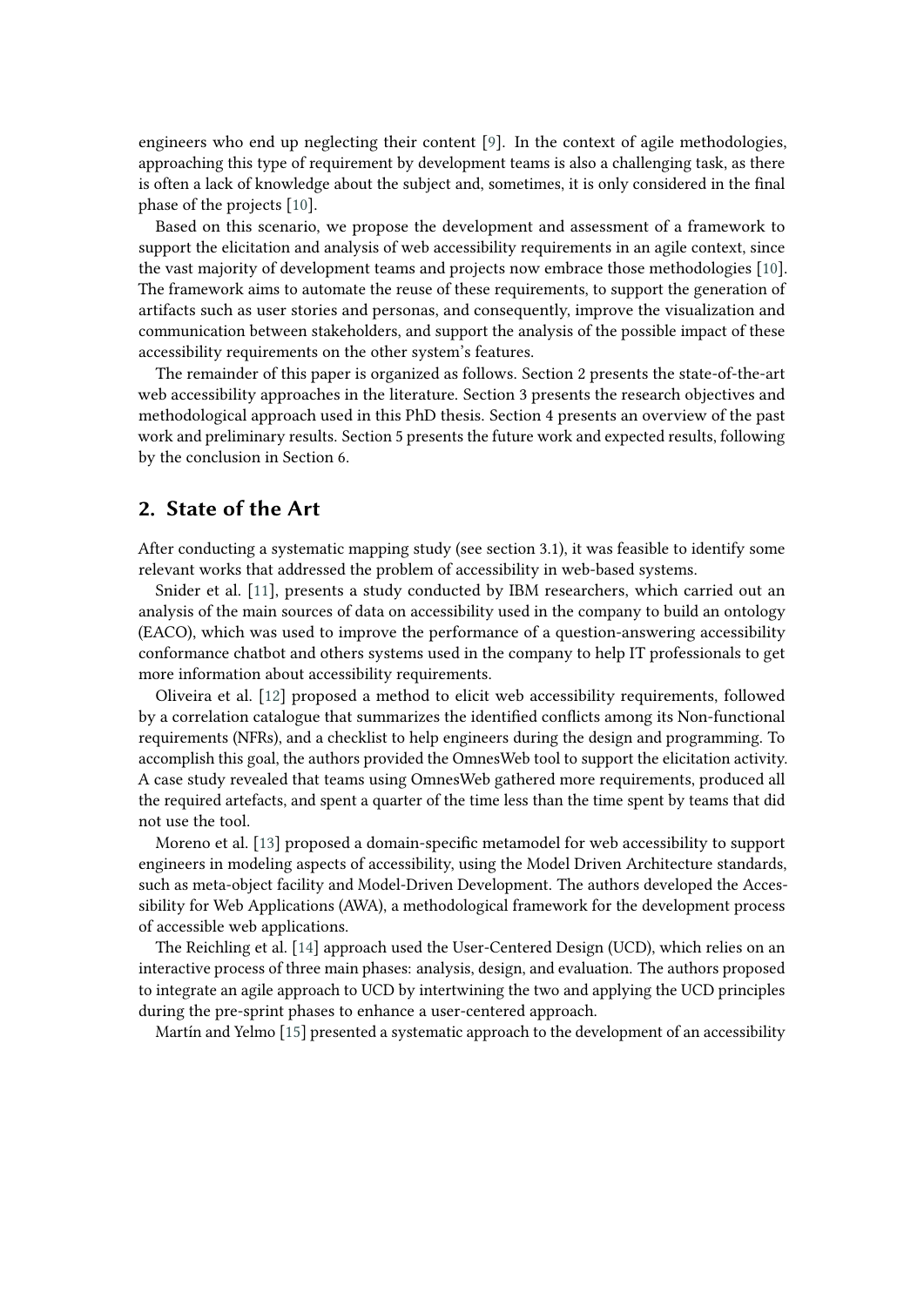engineers who end up neglecting their content [9]. In the context of agile methodologies, approaching this type of requirement by development teams is also a challenging task, as there is often a lack of knowledge about the subject and, sometimes, it is only considered in the final phase of the projects [10].

Based on this scenario, we propose the development and assessment of a framework to support the elicitation and analysis of web accessibility requirements in an agile context, since the vast majority of development teams and projects now embrace those methodologies [10]. The framework aims to automate the reuse of these requirements, to support the generation of artifacts such as user stories and personas, and consequently, improve the visualization and communication between stakeholders, and support the analysis of the possible impact of these accessibility requirements on the other system's features.

The remainder of this paper is organized as follows. Section 2 presents the state-of-the-art web accessibility approaches in the literature. Section 3 presents the research objectives and methodological approach used in this PhD thesis. Section 4 presents an overview of the past work and preliminary results. Section 5 presents the future work and expected results, following by the conclusion in Section 6.

## 2. State of the Art

After conducting a systematic mapping study (see section 3.1), it was feasible to identify some relevant works that addressed the problem of accessibility in web-based systems.

Snider et al. [11], presents a study conducted by IBM researchers, which carried out an analysis of the main sources of data on accessibility used in the company to build an ontology (EACO), which was used to improve the performance of a question-answering accessibility conformance chatbot and others systems used in the company to help IT professionals to get more information about accessibility requirements.

Oliveira et al. [12] proposed a method to elicit web accessibility requirements, followed by a correlation catalogue that summarizes the identified conflicts among its Non-functional requirements (NFRs), and a checklist to help engineers during the design and programming. To accomplish this goal, the authors provided the OmnesWeb tool to support the elicitation activity. A case study revealed that teams using OmnesWeb gathered more requirements, produced all the required artefacts, and spent a quarter of the time less than the time spent by teams that did not use the tool.

Moreno et al. [13] proposed a domain-specific metamodel for web accessibility to support engineers in modeling aspects of accessibility, using the Model Driven Architecture standards, such as meta-object facility and Model-Driven Development. The authors developed the Accessibility for Web Applications (AWA), a methodological framework for the development process of accessible web applications.

The Reichling et al. [14] approach used the User-Centered Design (UCD), which relies on an interactive process of three main phases: analysis, design, and evaluation. The authors proposed to integrate an agile approach to UCD by intertwining the two and applying the UCD principles during the pre-sprint phases to enhance a user-centered approach.

Martín and Yelmo [15] presented a systematic approach to the development of an accessibility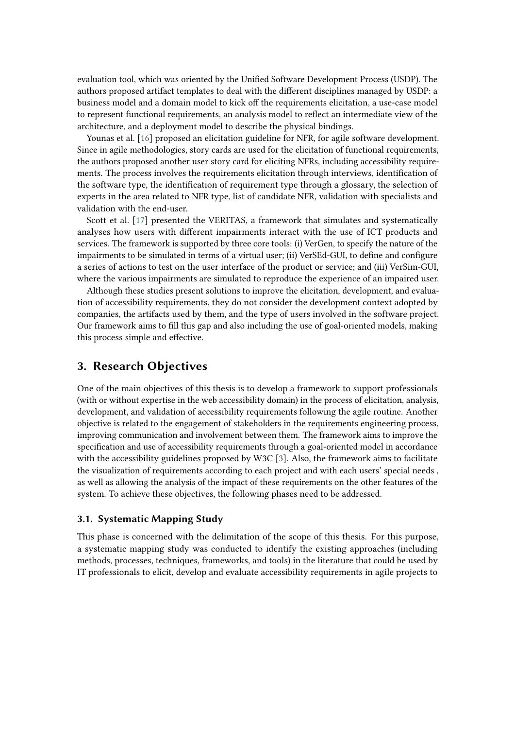evaluation tool, which was oriented by the Unified Software Development Process (USDP). The authors proposed artifact templates to deal with the different disciplines managed by USDP: a business model and a domain model to kick off the requirements elicitation, a use-case model to represent functional requirements, an analysis model to reflect an intermediate view of the architecture, and a deployment model to describe the physical bindings.

Younas et al. [16] proposed an elicitation guideline for NFR, for agile software development. Since in agile methodologies, story cards are used for the elicitation of functional requirements, the authors proposed another user story card for eliciting NFRs, including accessibility requirements. The process involves the requirements elicitation through interviews, identification of the software type, the identification of requirement type through a glossary, the selection of experts in the area related to NFR type, list of candidate NFR, validation with specialists and validation with the end-user.

Scott et al. [17] presented the VERITAS, a framework that simulates and systematically analyses how users with different impairments interact with the use of ICT products and services. The framework is supported by three core tools: (i) VerGen, to specify the nature of the impairments to be simulated in terms of a virtual user; (ii) VerSEd-GUI, to define and configure a series of actions to test on the user interface of the product or service; and (iii) VerSim-GUI, where the various impairments are simulated to reproduce the experience of an impaired user.

Although these studies present solutions to improve the elicitation, development, and evaluation of accessibility requirements, they do not consider the development context adopted by companies, the artifacts used by them, and the type of users involved in the software project. Our framework aims to fill this gap and also including the use of goal-oriented models, making this process simple and effective.

## 3. Research Objectives

One of the main objectives of this thesis is to develop a framework to support professionals (with or without expertise in the web accessibility domain) in the process of elicitation, analysis, development, and validation of accessibility requirements following the agile routine. Another objective is related to the engagement of stakeholders in the requirements engineering process, improving communication and involvement between them. The framework aims to improve the specification and use of accessibility requirements through a goal-oriented model in accordance with the accessibility guidelines proposed by W3C [3]. Also, the framework aims to facilitate the visualization of requirements according to each project and with each users' special needs , as well as allowing the analysis of the impact of these requirements on the other features of the system. To achieve these objectives, the following phases need to be addressed.

### 3.1. Systematic Mapping Study

This phase is concerned with the delimitation of the scope of this thesis. For this purpose, a systematic mapping study was conducted to identify the existing approaches (including methods, processes, techniques, frameworks, and tools) in the literature that could be used by IT professionals to elicit, develop and evaluate accessibility requirements in agile projects to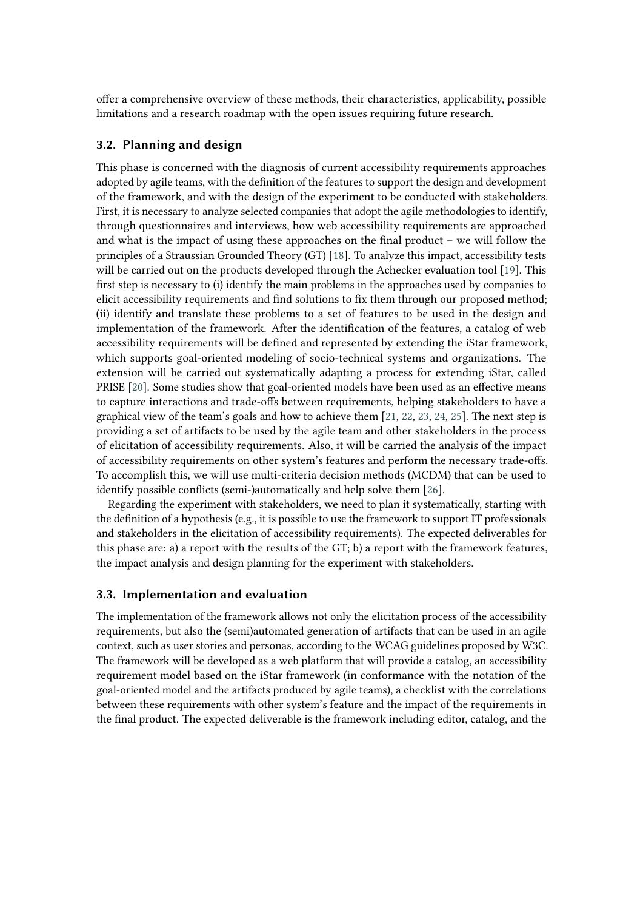offer a comprehensive overview of these methods, their characteristics, applicability, possible limitations and a research roadmap with the open issues requiring future research.

### 3.2. Planning and design

This phase is concerned with the diagnosis of current accessibility requirements approaches adopted by agile teams, with the definition of the features to support the design and development of the framework, and with the design of the experiment to be conducted with stakeholders. First, it is necessary to analyze selected companies that adopt the agile methodologies to identify, through questionnaires and interviews, how web accessibility requirements are approached and what is the impact of using these approaches on the final product – we will follow the principles of a Straussian Grounded Theory (GT) [18]. To analyze this impact, accessibility tests will be carried out on the products developed through the Achecker evaluation tool [19]. This first step is necessary to (i) identify the main problems in the approaches used by companies to elicit accessibility requirements and find solutions to fix them through our proposed method; (ii) identify and translate these problems to a set of features to be used in the design and implementation of the framework. After the identification of the features, a catalog of web accessibility requirements will be defined and represented by extending the iStar framework, which supports goal-oriented modeling of socio-technical systems and organizations. The extension will be carried out systematically adapting a process for extending iStar, called PRISE [20]. Some studies show that goal-oriented models have been used as an effective means to capture interactions and trade-offs between requirements, helping stakeholders to have a graphical view of the team's goals and how to achieve them [21, 22, 23, 24, 25]. The next step is providing a set of artifacts to be used by the agile team and other stakeholders in the process of elicitation of accessibility requirements. Also, it will be carried the analysis of the impact of accessibility requirements on other system's features and perform the necessary trade-offs. To accomplish this, we will use multi-criteria decision methods (MCDM) that can be used to identify possible conflicts (semi-)automatically and help solve them [26].

Regarding the experiment with stakeholders, we need to plan it systematically, starting with the definition of a hypothesis (e.g., it is possible to use the framework to support IT professionals and stakeholders in the elicitation of accessibility requirements). The expected deliverables for this phase are: a) a report with the results of the GT; b) a report with the framework features, the impact analysis and design planning for the experiment with stakeholders.

### 3.3. Implementation and evaluation

The implementation of the framework allows not only the elicitation process of the accessibility requirements, but also the (semi)automated generation of artifacts that can be used in an agile context, such as user stories and personas, according to the WCAG guidelines proposed by W3C. The framework will be developed as a web platform that will provide a catalog, an accessibility requirement model based on the iStar framework (in conformance with the notation of the goal-oriented model and the artifacts produced by agile teams), a checklist with the correlations between these requirements with other system's feature and the impact of the requirements in the final product. The expected deliverable is the framework including editor, catalog, and the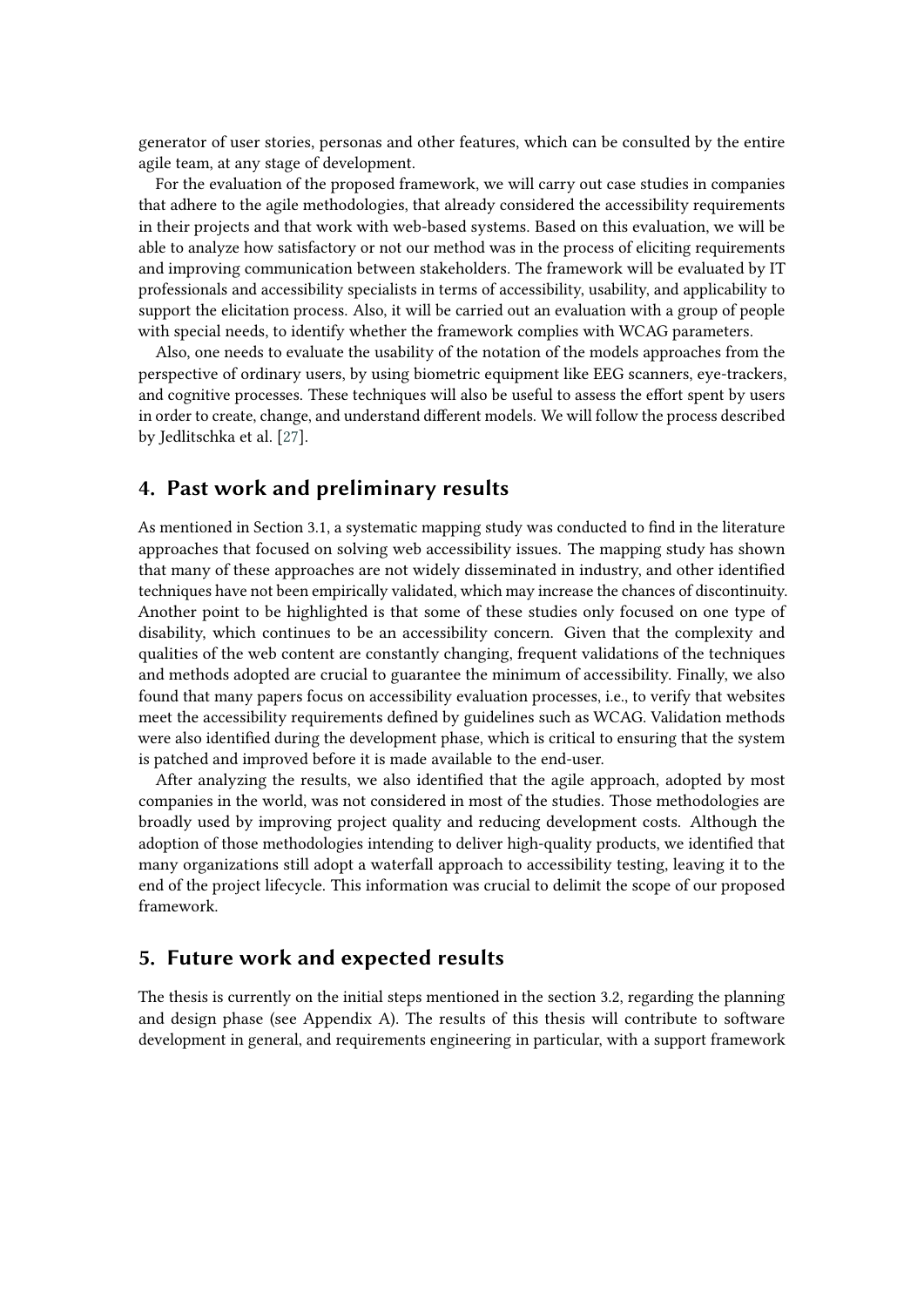generator of user stories, personas and other features, which can be consulted by the entire agile team, at any stage of development.

For the evaluation of the proposed framework, we will carry out case studies in companies that adhere to the agile methodologies, that already considered the accessibility requirements in their projects and that work with web-based systems. Based on this evaluation, we will be able to analyze how satisfactory or not our method was in the process of eliciting requirements and improving communication between stakeholders. The framework will be evaluated by IT professionals and accessibility specialists in terms of accessibility, usability, and applicability to support the elicitation process. Also, it will be carried out an evaluation with a group of people with special needs, to identify whether the framework complies with WCAG parameters.

Also, one needs to evaluate the usability of the notation of the models approaches from the perspective of ordinary users, by using biometric equipment like EEG scanners, eye-trackers, and cognitive processes. These techniques will also be useful to assess the effort spent by users in order to create, change, and understand different models. We will follow the process described by Jedlitschka et al. [27].

## 4. Past work and preliminary results

As mentioned in Section 3.1, a systematic mapping study was conducted to find in the literature approaches that focused on solving web accessibility issues. The mapping study has shown that many of these approaches are not widely disseminated in industry, and other identified techniques have not been empirically validated, which may increase the chances of discontinuity. Another point to be highlighted is that some of these studies only focused on one type of disability, which continues to be an accessibility concern. Given that the complexity and qualities of the web content are constantly changing, frequent validations of the techniques and methods adopted are crucial to guarantee the minimum of accessibility. Finally, we also found that many papers focus on accessibility evaluation processes, i.e., to verify that websites meet the accessibility requirements defined by guidelines such as WCAG. Validation methods were also identified during the development phase, which is critical to ensuring that the system is patched and improved before it is made available to the end-user.

After analyzing the results, we also identified that the agile approach, adopted by most companies in the world, was not considered in most of the studies. Those methodologies are broadly used by improving project quality and reducing development costs. Although the adoption of those methodologies intending to deliver high-quality products, we identified that many organizations still adopt a waterfall approach to accessibility testing, leaving it to the end of the project lifecycle. This information was crucial to delimit the scope of our proposed framework.

## 5. Future work and expected results

The thesis is currently on the initial steps mentioned in the section 3.2, regarding the planning and design phase (see Appendix A). The results of this thesis will contribute to software development in general, and requirements engineering in particular, with a support framework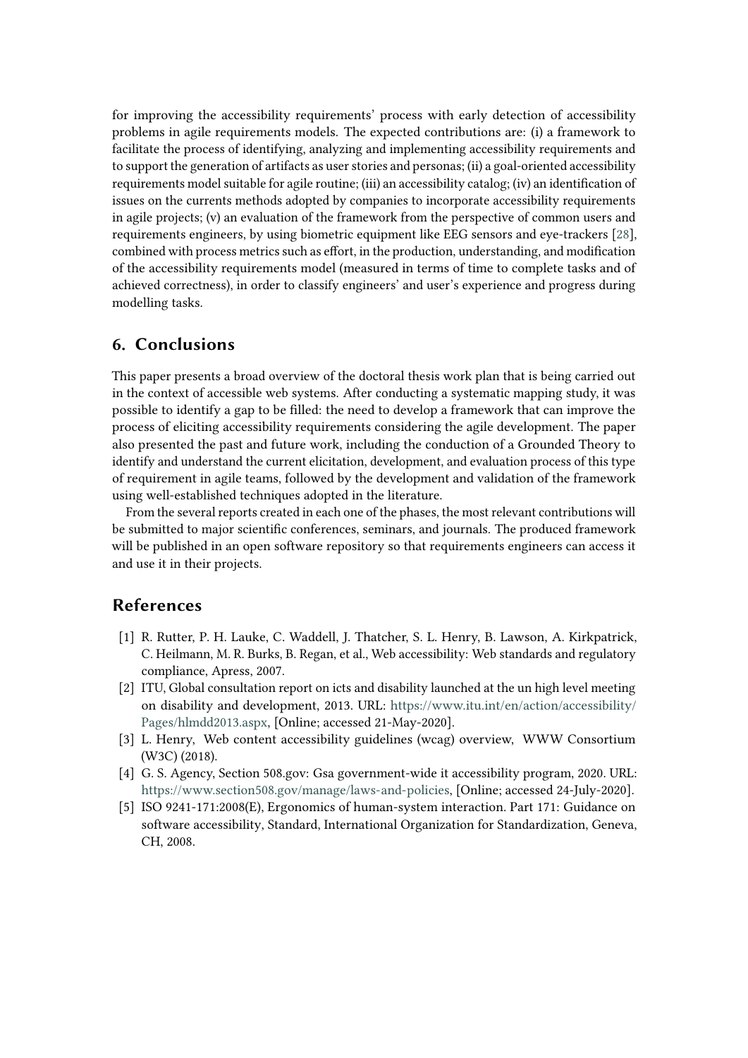for improving the accessibility requirements' process with early detection of accessibility problems in agile requirements models. The expected contributions are: (i) a framework to facilitate the process of identifying, analyzing and implementing accessibility requirements and to support the generation of artifacts as user stories and personas; (ii) a goal-oriented accessibility requirements model suitable for agile routine; (iii) an accessibility catalog; (iv) an identification of issues on the currents methods adopted by companies to incorporate accessibility requirements in agile projects; (v) an evaluation of the framework from the perspective of common users and requirements engineers, by using biometric equipment like EEG sensors and eye-trackers [28], combined with process metrics such as effort, in the production, understanding, and modification of the accessibility requirements model (measured in terms of time to complete tasks and of achieved correctness), in order to classify engineers' and user's experience and progress during modelling tasks.

## 6. Conclusions

This paper presents a broad overview of the doctoral thesis work plan that is being carried out in the context of accessible web systems. After conducting a systematic mapping study, it was possible to identify a gap to be filled: the need to develop a framework that can improve the process of eliciting accessibility requirements considering the agile development. The paper also presented the past and future work, including the conduction of a Grounded Theory to identify and understand the current elicitation, development, and evaluation process of this type of requirement in agile teams, followed by the development and validation of the framework using well-established techniques adopted in the literature.

From the several reports created in each one of the phases, the most relevant contributions will be submitted to major scientific conferences, seminars, and journals. The produced framework will be published in an open software repository so that requirements engineers can access it and use it in their projects.

## References

[1] R. Rutter, P. H. Lauke, C. Waddell, J. Thatcher, S. L. Henry, B. Lawson, A. Kirkpatrick, C. Heilmann, M. R. Burks, B. Regan, et al., Web accessibility: Web standards and regulatory compliance, Apress, 2007.

[2] ITU, Global consultation report on icts and disability launched at the un high level meeting on disability and development, 2013. URL: https://www.itu.int/en/action/accessibility/Pages/hlmdd2013.aspx, [Online; accessed 21-May-2020].

[3] L. Henry, Web content accessibility guidelines (wcag) overview, WWW Consortium (W3C) (2018).

[4] G. S. Agency, Section 508.gov: Gsa government-wide it accessibility program, 2020. URL: https://www.section508.gov/manage/laws-and-policies, [Online; accessed 24-July-2020].

[5] ISO 9241-171:2008(E), Ergonomics of human-system interaction. Part 171: Guidance on software accessibility, Standard, International Organization for Standardization, Geneva, CH, 2008.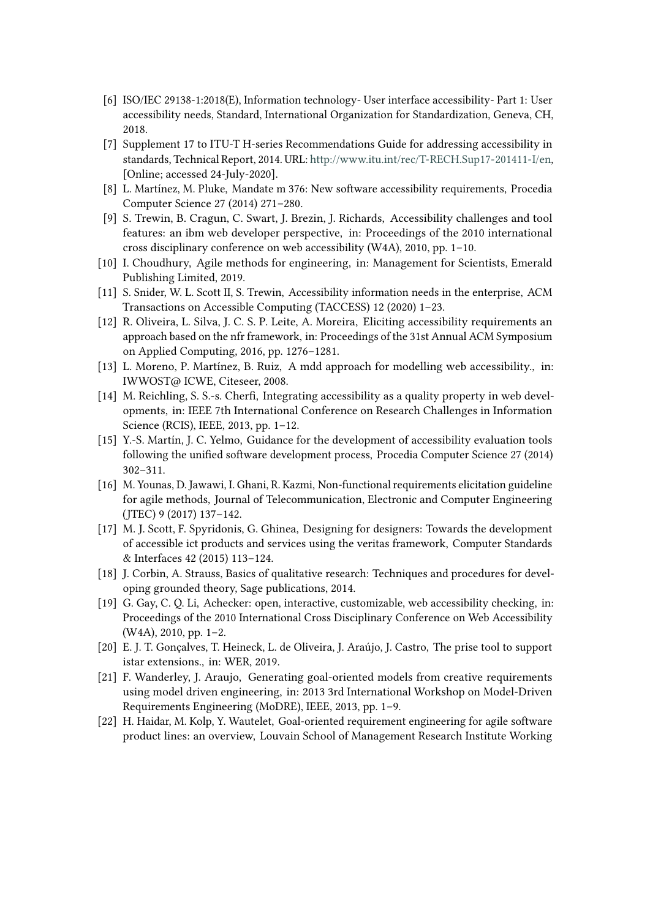[6] ISO/IEC 29138-1:2018(E), Information technology- User interface accessibility- Part 1: User accessibility needs, Standard, International Organization for Standardization, Geneva, CH, 2018.

[7] Supplement 17 to ITU-T H-series Recommendations Guide for addressing accessibility in standards, Technical Report, 2014. URL: http://www.itu.int/rec/T-RECH.Sup17-201411-I/en, [Online; accessed 24-July-2020].

[8] L. Martínez, M. Pluke, Mandate m 376: New software accessibility requirements, Procedia Computer Science 27 (2014) 271–280.

[9] S. Trewin, B. Cragun, C. Swart, J. Brezin, J. Richards, Accessibility challenges and tool features: an ibm web developer perspective, in: Proceedings of the 2010 international cross disciplinary conference on web accessibility (W4A), 2010, pp. 1–10.

[10] I. Choudhury, Agile methods for engineering, in: Management for Scientists, Emerald Publishing Limited, 2019.

[11] S. Snider, W. L. Scott II, S. Trewin, Accessibility information needs in the enterprise, ACM Transactions on Accessible Computing (TACCESS) 12 (2020) 1–23.

[12] R. Oliveira, L. Silva, J. C. S. P. Leite, A. Moreira, Eliciting accessibility requirements an approach based on the nfr framework, in: Proceedings of the 31st Annual ACM Symposium on Applied Computing, 2016, pp. 1276–1281.

[13] L. Moreno, P. Martínez, B. Ruiz, A mdd approach for modelling web accessibility., in: IWWOST@ ICWE, Citeseer, 2008.

[14] M. Reichling, S. S.-s. Cherfi, Integrating accessibility as a quality property in web developments, in: IEEE 7th International Conference on Research Challenges in Information Science (RCIS), IEEE, 2013, pp. 1–12.

[15] Y.-S. Martín, J. C. Yelmo, Guidance for the development of accessibility evaluation tools following the unified software development process, Procedia Computer Science 27 (2014) 302–311.

[16] M. Younas, D. Jawawi, I. Ghani, R. Kazmi, Non-functional requirements elicitation guideline for agile methods, Journal of Telecommunication, Electronic and Computer Engineering (JTEC) 9 (2017) 137–142.

[17] M. J. Scott, F. Spyridonis, G. Ghinea, Designing for designers: Towards the development of accessible ict products and services using the veritas framework, Computer Standards & Interfaces 42 (2015) 113–124.

[18] J. Corbin, A. Strauss, Basics of qualitative research: Techniques and procedures for developing grounded theory, Sage publications, 2014.

[19] G. Gay, C. Q. Li, Achecker: open, interactive, customizable, web accessibility checking, in: Proceedings of the 2010 International Cross Disciplinary Conference on Web Accessibility (W4A), 2010, pp. 1–2.

[20] E. J. T. Gonçalves, T. Heineck, L. de Oliveira, J. Araújo, J. Castro, The prise tool to support istar extensions., in: WER, 2019.

[21] F. Wanderley, J. Araujo, Generating goal-oriented models from creative requirements using model driven engineering, in: 2013 3rd International Workshop on Model-Driven Requirements Engineering (MoDRE), IEEE, 2013, pp. 1–9.

[22] H. Haidar, M. Kolp, Y. Wautelet, Goal-oriented requirement engineering for agile software product lines: an overview, Louvain School of Management Research Institute Working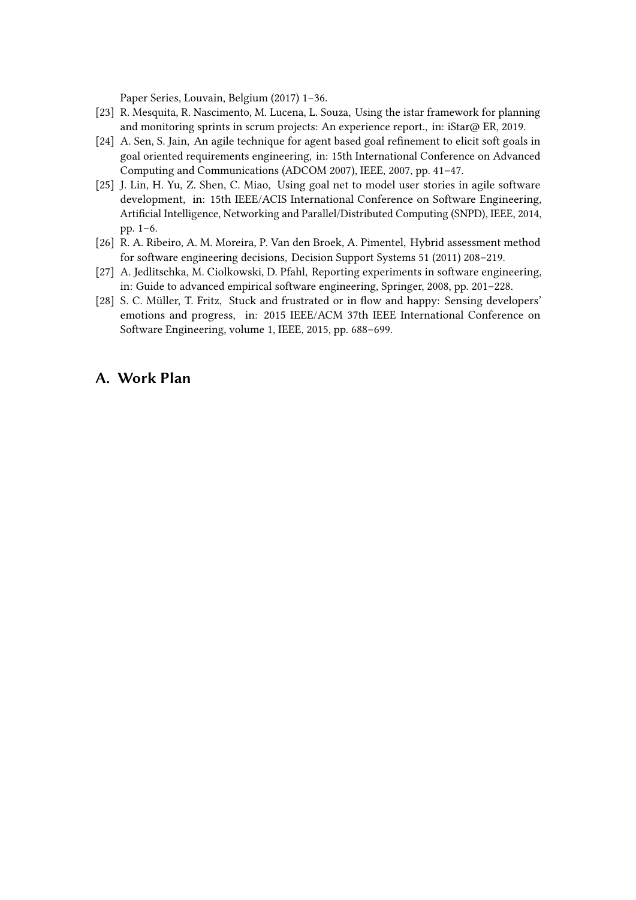Paper Series, Louvain, Belgium (2017) 1–36.

[23] R. Mesquita, R. Nascimento, M. Lucena, L. Souza, Using the istar framework for planning and monitoring sprints in scrum projects: An experience report., in: iStar@ ER, 2019.

[24] A. Sen, S. Jain, An agile technique for agent based goal refinement to elicit soft goals in goal oriented requirements engineering, in: 15th International Conference on Advanced Computing and Communications (ADCOM 2007), IEEE, 2007, pp. 41–47.

[25] J. Lin, H. Yu, Z. Shen, C. Miao, Using goal net to model user stories in agile software development, in: 15th IEEE/ACIS International Conference on Software Engineering, Artificial Intelligence, Networking and Parallel/Distributed Computing (SNPD), IEEE, 2014, pp. 1–6.

[26] R. A. Ribeiro, A. M. Moreira, P. Van den Broek, A. Pimentel, Hybrid assessment method for software engineering decisions, Decision Support Systems 51 (2011) 208–219.

[27] A. Jedlitschka, M. Ciolkowski, D. Pfahl, Reporting experiments in software engineering, in: Guide to advanced empirical software engineering, Springer, 2008, pp. 201–228.

[28] S. C. Müller, T. Fritz, Stuck and frustrated or in flow and happy: Sensing developers' emotions and progress, in: 2015 IEEE/ACM 37th IEEE International Conference on Software Engineering, volume 1, IEEE, 2015, pp. 688–699.

# A. Work Plan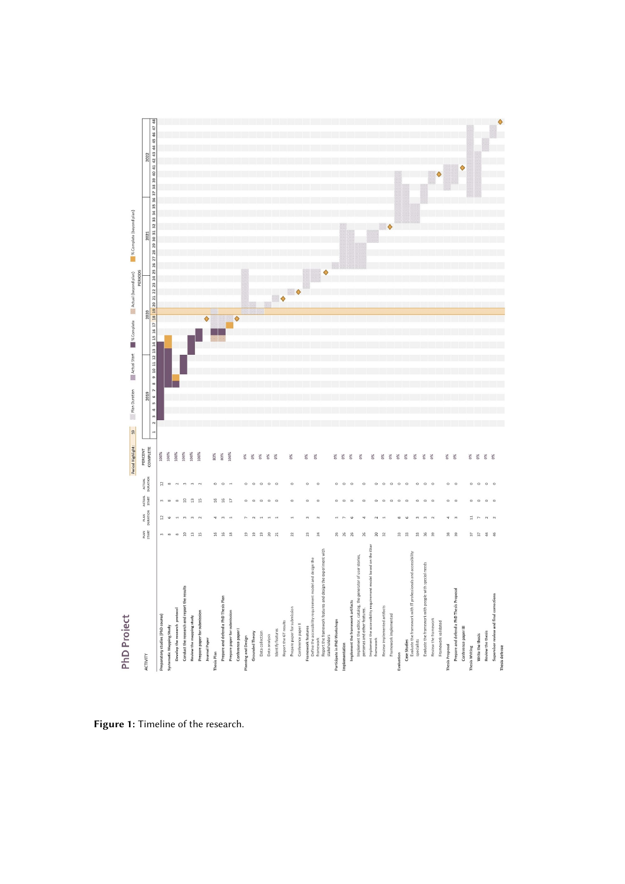# PhD Project

| ACTIVITY | PLAN START | PLAN DURATION | ACTUAL START | ACTUAL DURATION | PERCENT COMPLETE |
|---|---|---|---|---|---|
| **Preparatory studies (PhD course)** | 3 | 12 | 3 | 12 | 100% |
| **Systematic Mapping Study** | 8 | 6 | 8 | 8 | 100% |
| Develop the research protocol | 8 | 1 | 8 | 2 | 100% |
| Conduct the research and report the results | 10 | 3 | 10 | 3 | 100% |
| Review the mapping study | 13 | 3 | 13 | 3 | 100% |
| Prepare paper for submission | 15 | 2 | 15 | 2 | 100% |
| Journal Paper | | | | | |
| **Thesis Plan** | 16 | 4 | 16 | 0 | 80% |
| Prepare and defend a PhD Thesis Plan | 16 | 3 | 16 | 0 | 80% |
| Prepare paper for submission | 18 | 1 | 17 | 1 | 100% |
| Conference paper I | | | | | |
| **Planning and Design** | 19 | 7 | 0 | 0 | 0% |
| Grounded Theory | 19 | 2 | 0 | 0 | 0% |
| Data collection | 19 | 1 | 0 | 0 | 0% |
| Data analysis | 20 | 1 | 0 | 0 | 0% |
| Identify features | 21 | 1 | 0 | 0 | 0% |
| Report the GT results | | | | | |
| Prepare paper for submission | 22 | 1 | 0 | 0 | 0% |
| Conference paper II | | | | | |
| Framework features | 23 | 3 | 0 | 0 | 0% |
| Define the accessibility requirement model and design the framework | 24 | 2 | 0 | 0 | 0% |
| Report the framework features and design the experiment with stakeholders | | | | | |
| **Participate in PhD Workshops** | 26 | 1 | 0 | 0 | 0% |
| **Implementation** | 26 | 7 | 0 | 0 | 0% |
| Implement the framework artifacts | 26 | 6 | 0 | 0 | 0% |
| Implement the editor, catalog, the generator of user stories, personas and other features. | 26 | 4 | 0 | 0 | 0% |
| Implement the accessibility requirement model based on the iStar framework | 30 | 2 | 0 | 0 | 0% |
| Review implemented artifacts | 32 | 1 | 0 | 0 | 0% |
| Framework implemented | | | 0 | 0 | 0% |
| **Evaluation** | 33 | 8 | 0 | 0 | 0% |
| Case Studies | 33 | 6 | 0 | 0 | 0% |
| Evaluate the framework with IT professionals and accessibility specialists | 33 | 3 | 0 | 0 | 0% |
| Evaluate the framework with people with special needs | 36 | 3 | 0 | 0 | 0% |
| Review the framework | 39 | 2 | 0 | 0 | 0% |
| Framework validated | | | | | |
| **Thesis Proposal** | 38 | 4 | 0 | 0 | 0% |
| Prepare and defend a PhD Thesis Proposal | 39 | 3 | 0 | 0 | 0% |
| Conference paper III | | | | | |
| **Thesis Writing** | 37 | 11 | 0 | 0 | 0% |
| Write the thesis | 37 | 7 | 0 | 0 | 0% |
| Review the thesis | 44 | 2 | 0 | 0 | 0% |
| Supervisor review and final corrections | 46 | 2 | 0 | 0 | 0% |
| **Thesis defense** | | | | | |

Period highlight: 19 | Plan Duration | Actual Start | % Complete | Actual (beyond plan) | % Complete (beyond plan)

PERIODS: 2019 (1–12), 2020 (13–24), 2021 (25–36), 2022 (37–48)

**Figure 1:** Timeline of the research.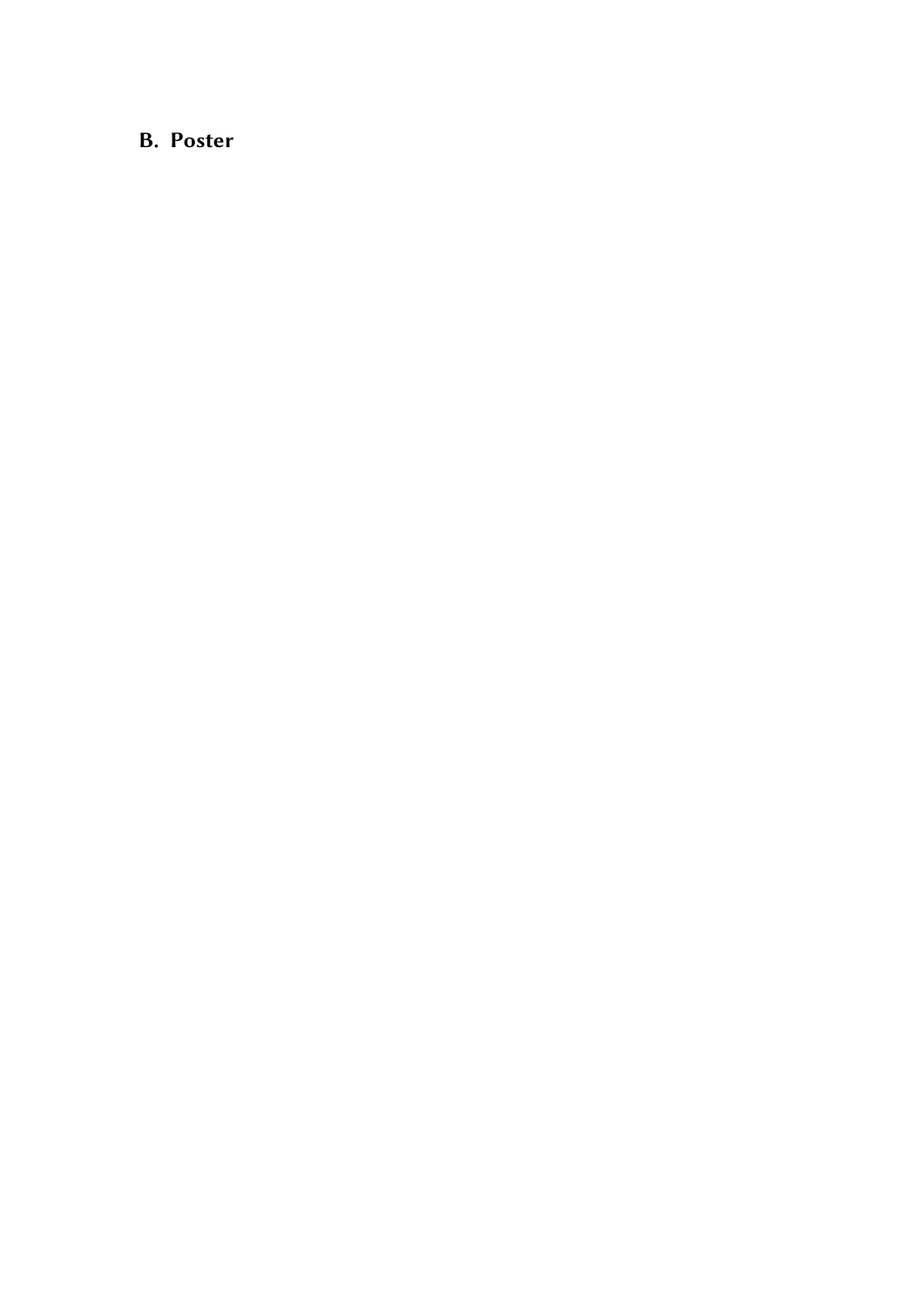## B. Poster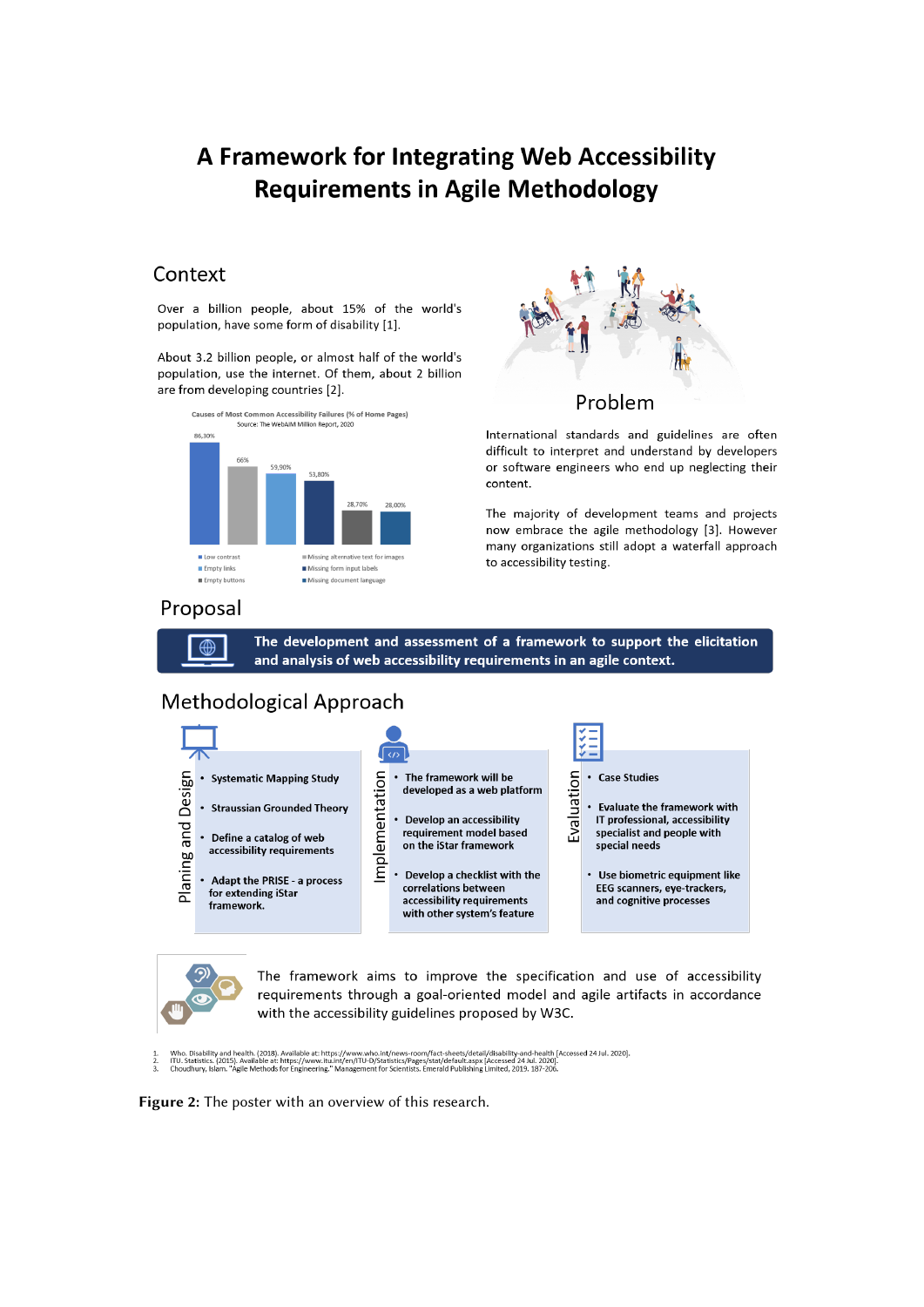# A Framework for Integrating Web Accessibility Requirements in Agile Methodology

## Context

Over a billion people, about 15% of the world's population, have some form of disability [1].

About 3.2 billion people, or almost half of the world's population, use the internet. Of them, about 2 billion are from developing countries [2].

Causes of Most Common Accessibility Failures (% of Home Pages)
Source: The WebAIM Million Report, 2020

86,30%
66%
59,90%
53,80%
28,70%
28,00%

Low contrast
Missing alternative text for images
Empty links
Missing form input labels
Empty buttons
Missing document language

## Problem

International standards and guidelines are often difficult to interpret and understand by developers or software engineers who end up neglecting their content.

The majority of development teams and projects now embrace the agile methodology [3]. However many organizations still adopt a waterfall approach to accessibility testing.

## Proposal

**The development and assessment of a framework to support the elicitation and analysis of web accessibility requirements in an agile context.**

## Methodological Approach

**Planing and Design**

- **Systematic Mapping Study**
- **Straussian Grounded Theory**
- **Define a catalog of web accessibility requirements**
- **Adapt the PRISE - a process for extending iStar framework.**

**Implementation**

- **The framework will be developed as a web platform**
- **Develop an accessibility requirement model based on the iStar framework**
- **Develop a checklist with the correlations between accessibility requirements with other system's feature**

**Evaluation**

- **Case Studies**
- **Evaluate the framework with IT professional, accessibility specialist and people with special needs**
- **Use biometric equipment like EEG scanners, eye-trackers, and cognitive processes**

The framework aims to improve the specification and use of accessibility requirements through a goal-oriented model and agile artifacts in accordance with the accessibility guidelines proposed by W3C.

1. Who. Disability and health. (2018). Available at: https://www.who.int/news-room/fact-sheets/detail/disability-and-health [Accessed 24 Jul. 2020].
2. ITU. Statistics. (2015). Available at: https://www.itu.int/en/ITU-D/Statistics/Pages/stat/default.aspx [Accessed 24 Jul. 2020].
3. Choudhury, Islam. "Agile Methods for Engineering." Management for Scientists. Emerald Publishing Limited, 2019. 187-206.

**Figure 2:** The poster with an overview of this research.